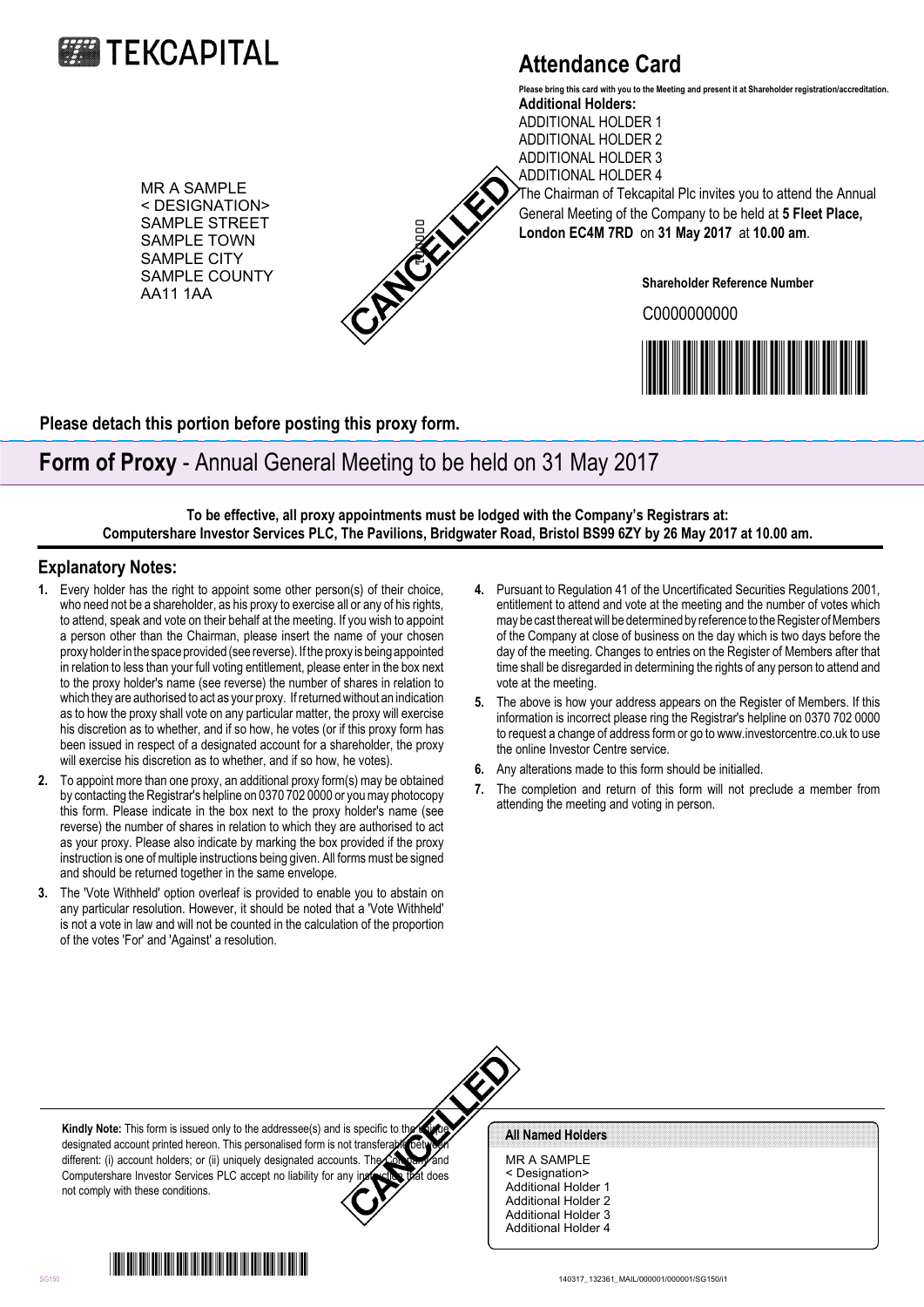TEKCAPITAL

# Attendance Card

**Please bring this card with you to the Meeting and present it at Shareholder registration/accreditation.**

**Additional Holders:**
ADDITIONAL HOLDER 1
ADDITIONAL HOLDER 2
ADDITIONAL HOLDER 3
ADDITIONAL HOLDER 4

MR A SAMPLE
< DESIGNATION>
SAMPLE STREET
SAMPLE TOWN
SAMPLE CITY
SAMPLE COUNTY
AA11 1AA

CANCELLED

The Chairman of Tekcapital Plc invites you to attend the Annual General Meeting of the Company to be held at **5 Fleet Place, London EC4M 7RD** on **31 May 2017** at **10.00 am**.

**Shareholder Reference Number**

C0000000000

**Please detach this portion before posting this proxy form.**

## **Form of Proxy** - Annual General Meeting to be held on 31 May 2017

**To be effective, all proxy appointments must be lodged with the Company's Registrars at:**
**Computershare Investor Services PLC, The Pavilions, Bridgwater Road, Bristol BS99 6ZY by 26 May 2017 at 10.00 am.**

### Explanatory Notes:

1. Every holder has the right to appoint some other person(s) of their choice, who need not be a shareholder, as his proxy to exercise all or any of his rights, to attend, speak and vote on their behalf at the meeting. If you wish to appoint a person other than the Chairman, please insert the name of your chosen proxy holder in the space provided (see reverse). If the proxy is being appointed in relation to less than your full voting entitlement, please enter in the box next to the proxy holder's name (see reverse) the number of shares in relation to which they are authorised to act as your proxy. If returned without an indication as to how the proxy shall vote on any particular matter, the proxy will exercise his discretion as to whether, and if so how, he votes (or if this proxy form has been issued in respect of a designated account for a shareholder, the proxy will exercise his discretion as to whether, and if so how, he votes).
2. To appoint more than one proxy, an additional proxy form(s) may be obtained by contacting the Registrar's helpline on 0370 702 0000 or you may photocopy this form. Please indicate in the box next to the proxy holder's name (see reverse) the number of shares in relation to which they are authorised to act as your proxy. Please also indicate by marking the box provided if the proxy instruction is one of multiple instructions being given. All forms must be signed and should be returned together in the same envelope.
3. The 'Vote Withheld' option overleaf is provided to enable you to abstain on any particular resolution. However, it should be noted that a 'Vote Withheld' is not a vote in law and will not be counted in the calculation of the proportion of the votes 'For' and 'Against' a resolution.
4. Pursuant to Regulation 41 of the Uncertificated Securities Regulations 2001, entitlement to attend and vote at the meeting and the number of votes which may be cast thereat will be determined by reference to the Register of Members of the Company at close of business on the day which is two days before the day of the meeting. Changes to entries on the Register of Members after that time shall be disregarded in determining the rights of any person to attend and vote at the meeting.
5. The above is how your address appears on the Register of Members. If this information is incorrect please ring the Registrar's helpline on 0370 702 0000 to request a change of address form or go to www.investorcentre.co.uk to use the online Investor Centre service.
6. Any alterations made to this form should be initialled.
7. The completion and return of this form will not preclude a member from attending the meeting and voting in person.

**Kindly Note:** This form is issued only to the addressee(s) and is specific to the unique designated account printed hereon. This personalised form is not transferable between different: (i) account holders; or (ii) uniquely designated accounts. The Company and Computershare Investor Services PLC accept no liability for any instruction that does not comply with these conditions.

CANCELLED

**All Named Holders**

MR A SAMPLE
< Designation>
Additional Holder 1
Additional Holder 2
Additional Holder 3
Additional Holder 4

SG150

140317_132361_MAIL/000001/000001/SG150/i1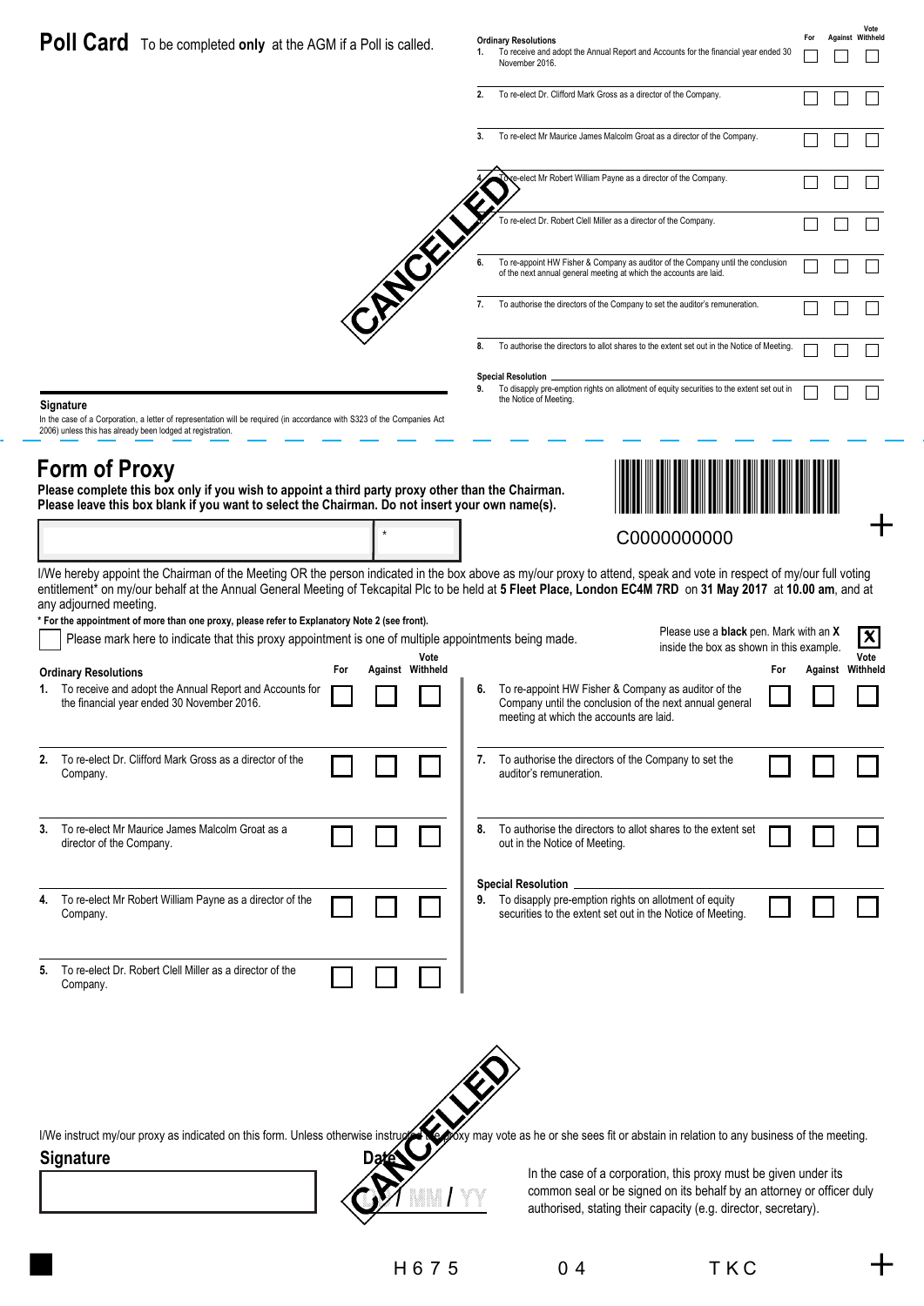## Poll Card To be completed **only** at the AGM if a Poll is called.

| Ordinary Resolutions | For | Against | Vote Withheld |
|---|---|---|---|
| 1. To receive and adopt the Annual Report and Accounts for the financial year ended 30 November 2016. | ☐ | ☐ | ☐ |
| 2. To re-elect Dr. Clifford Mark Gross as a director of the Company. | ☐ | ☐ | ☐ |
| 3. To re-elect Mr Maurice James Malcolm Groat as a director of the Company. | ☐ | ☐ | ☐ |
| 4. To re-elect Mr Robert William Payne as a director of the Company. | ☐ | ☐ | ☐ |
| 5. To re-elect Dr. Robert Clell Miller as a director of the Company. | ☐ | ☐ | ☐ |
| 6. To re-appoint HW Fisher & Company as auditor of the Company until the conclusion of the next annual general meeting at which the accounts are laid. | ☐ | ☐ | ☐ |
| 7. To authorise the directors of the Company to set the auditor's remuneration. | ☐ | ☐ | ☐ |
| 8. To authorise the directors to allot shares to the extent set out in the Notice of Meeting. | ☐ | ☐ | ☐ |
| **Special Resolution** | | | |
| 9. To disapply pre-emption rights on allotment of equity securities to the extent set out in the Notice of Meeting. | ☐ | ☐ | ☐ |

CANCELLED

**Signature**

In the case of a Corporation, a letter of representation will be required (in accordance with S323 of the Companies Act 2006) unless this has already been lodged at registration.

## Form of Proxy

**Please complete this box only if you wish to appoint a third party proxy other than the Chairman. Please leave this box blank if you want to select the Chairman. Do not insert your own name(s).**

C0000000000

I/We hereby appoint the Chairman of the Meeting OR the person indicated in the box above as my/our proxy to attend, speak and vote in respect of my/our full voting entitlement* on my/our behalf at the Annual General Meeting of Tekcapital Plc to be held at **5 Fleet Place, London EC4M 7RD** on **31 May 2017** at **10.00 am**, and at any adjourned meeting.

**\* For the appointment of more than one proxy, please refer to Explanatory Note 2 (see front).**

☐ Please mark here to indicate that this proxy appointment is one of multiple appointments being made.

Please use a **black** pen. Mark with an **X** inside the box as shown in this example. ☒

| Ordinary Resolutions | For | Against | Vote Withheld |
|---|---|---|---|
| 1. To receive and adopt the Annual Report and Accounts for the financial year ended 30 November 2016. | ☐ | ☐ | ☐ |
| 2. To re-elect Dr. Clifford Mark Gross as a director of the Company. | ☐ | ☐ | ☐ |
| 3. To re-elect Mr Maurice James Malcolm Groat as a director of the Company. | ☐ | ☐ | ☐ |
| 4. To re-elect Mr Robert William Payne as a director of the Company. | ☐ | ☐ | ☐ |
| 5. To re-elect Dr. Robert Clell Miller as a director of the Company. | ☐ | ☐ | ☐ |
| 6. To re-appoint HW Fisher & Company as auditor of the Company until the conclusion of the next annual general meeting at which the accounts are laid. | ☐ | ☐ | ☐ |
| 7. To authorise the directors of the Company to set the auditor's remuneration. | ☐ | ☐ | ☐ |
| 8. To authorise the directors to allot shares to the extent set out in the Notice of Meeting. | ☐ | ☐ | ☐ |
| **Special Resolution** | | | |
| 9. To disapply pre-emption rights on allotment of equity securities to the extent set out in the Notice of Meeting. | ☐ | ☐ | ☐ |

I/We instruct my/our proxy as indicated on this form. Unless otherwise instructed the proxy may vote as he or she sees fit or abstain in relation to any business of the meeting.

**Signature**

**Date** DD / MM / YY

CANCELLED

In the case of a corporation, this proxy must be given under its common seal or be signed on its behalf by an attorney or officer duly authorised, stating their capacity (e.g. director, secretary).

H 6 7 5 0 4 T K C